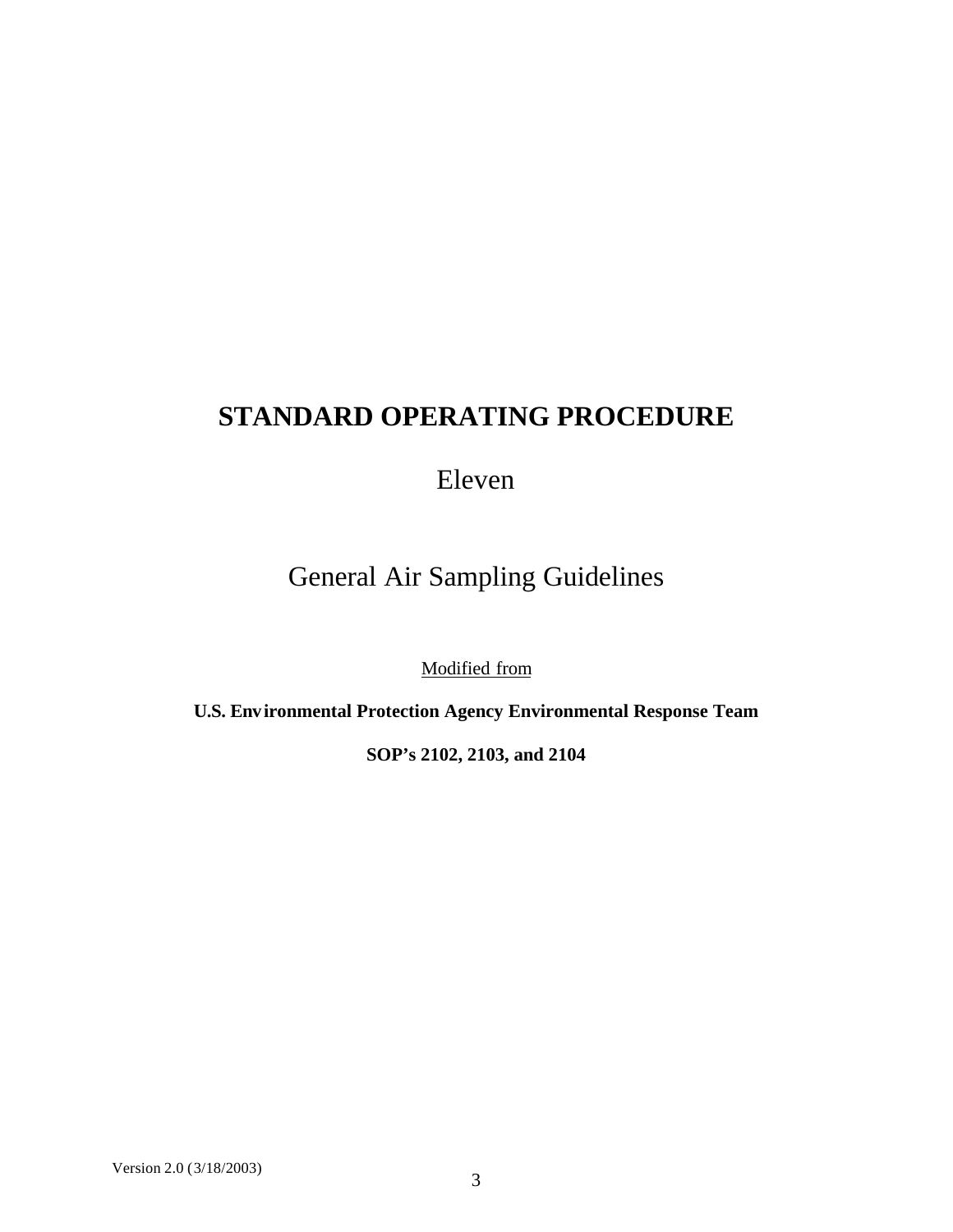# STANDARD OPERATING PROCEDURE

Eleven

General Air Sampling Guidelines

Modified from

**U.S. Environmental Protection Agency Environmental Response Team**

**SOP's 2102, 2103, and 2104**

Version 2.0 (3/18/2003)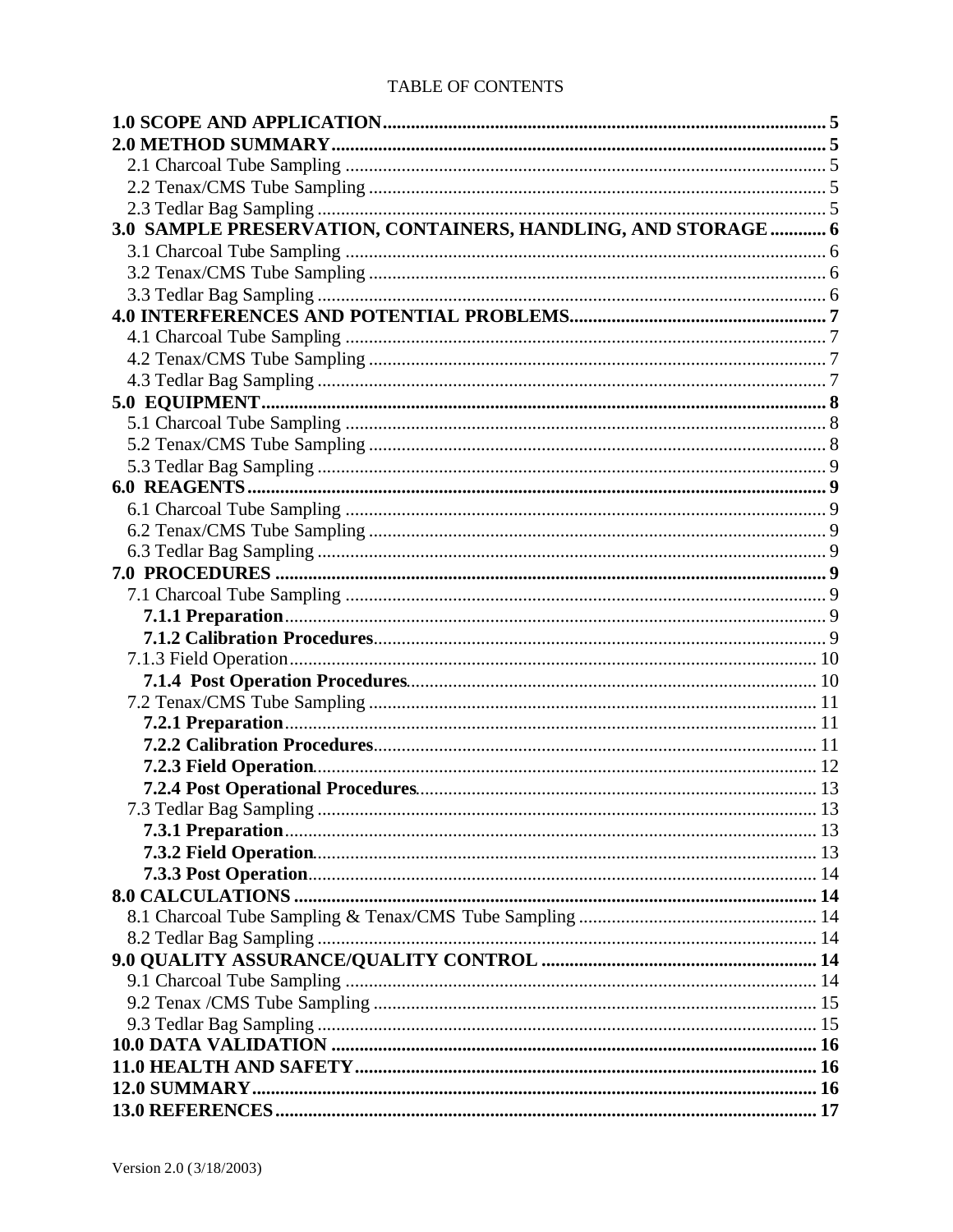TABLE OF CONTENTS

| | |
|---|---|
| **1.0 SCOPE AND APPLICATION** | **5** |
| **2.0 METHOD SUMMARY** | **5** |
| 2.1 Charcoal Tube Sampling | 5 |
| 2.2 Tenax/CMS Tube Sampling | 5 |
| 2.3 Tedlar Bag Sampling | 5 |
| **3.0 SAMPLE PRESERVATION, CONTAINERS, HANDLING, AND STORAGE** | **6** |
| 3.1 Charcoal Tube Sampling | 6 |
| 3.2 Tenax/CMS Tube Sampling | 6 |
| 3.3 Tedlar Bag Sampling | 6 |
| **4.0 INTERFERENCES AND POTENTIAL PROBLEMS** | **7** |
| 4.1 Charcoal Tube Sampling | 7 |
| 4.2 Tenax/CMS Tube Sampling | 7 |
| 4.3 Tedlar Bag Sampling | 7 |
| **5.0 EQUIPMENT** | **8** |
| 5.1 Charcoal Tube Sampling | 8 |
| 5.2 Tenax/CMS Tube Sampling | 8 |
| 5.3 Tedlar Bag Sampling | 9 |
| **6.0 REAGENTS** | **9** |
| 6.1 Charcoal Tube Sampling | 9 |
| 6.2 Tenax/CMS Tube Sampling | 9 |
| 6.3 Tedlar Bag Sampling | 9 |
| **7.0 PROCEDURES** | **9** |
| 7.1 Charcoal Tube Sampling | 9 |
| **7.1.1 Preparation** | 9 |
| **7.1.2 Calibration Procedures** | 9 |
| 7.1.3 Field Operation | 10 |
| **7.1.4 Post Operation Procedures** | 10 |
| 7.2 Tenax/CMS Tube Sampling | 11 |
| **7.2.1 Preparation** | 11 |
| **7.2.2 Calibration Procedures** | 11 |
| **7.2.3 Field Operation** | 12 |
| **7.2.4 Post Operational Procedures** | 13 |
| 7.3 Tedlar Bag Sampling | 13 |
| **7.3.1 Preparation** | 13 |
| **7.3.2 Field Operation** | 13 |
| **7.3.3 Post Operation** | 14 |
| **8.0 CALCULATIONS** | **14** |
| 8.1 Charcoal Tube Sampling & Tenax/CMS Tube Sampling | 14 |
| 8.2 Tedlar Bag Sampling | 14 |
| **9.0 QUALITY ASSURANCE/QUALITY CONTROL** | **14** |
| 9.1 Charcoal Tube Sampling | 14 |
| 9.2 Tenax /CMS Tube Sampling | 15 |
| 9.3 Tedlar Bag Sampling | 15 |
| **10.0 DATA VALIDATION** | **16** |
| **11.0 HEALTH AND SAFETY** | **16** |
| **12.0 SUMMARY** | **16** |
| **13.0 REFERENCES** | **17** |

Version 2.0 (3/18/2003)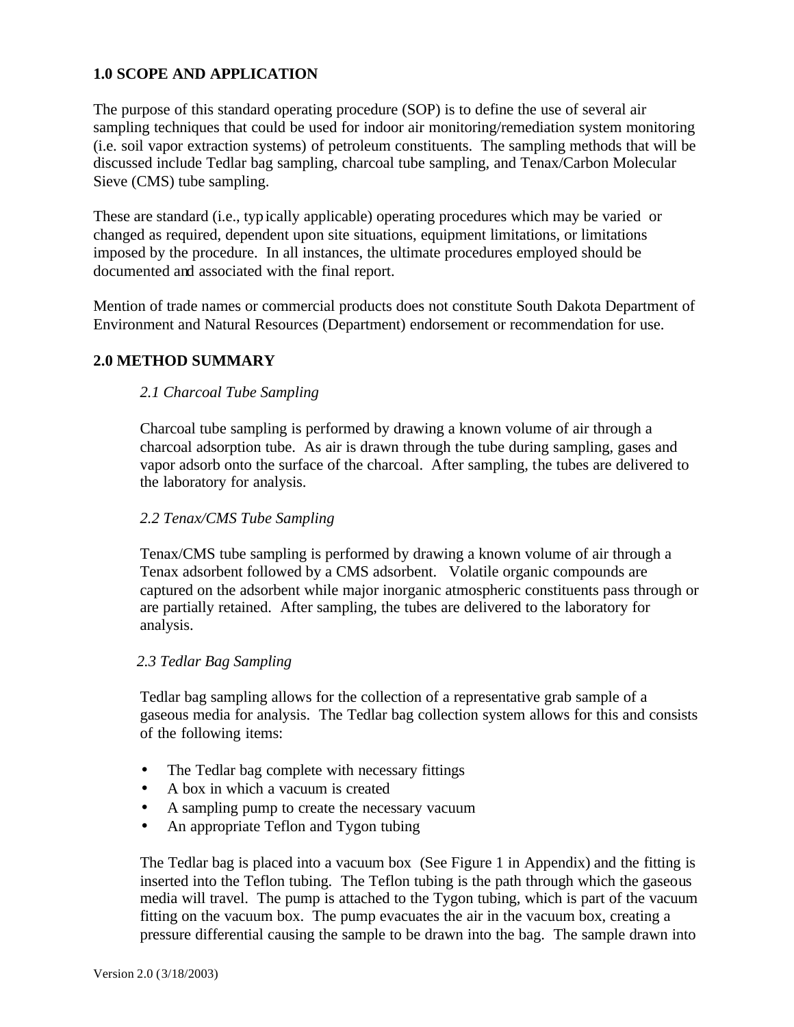## 1.0 SCOPE AND APPLICATION

The purpose of this standard operating procedure (SOP) is to define the use of several air sampling techniques that could be used for indoor air monitoring/remediation system monitoring (i.e. soil vapor extraction systems) of petroleum constituents. The sampling methods that will be discussed include Tedlar bag sampling, charcoal tube sampling, and Tenax/Carbon Molecular Sieve (CMS) tube sampling.

These are standard (i.e., typically applicable) operating procedures which may be varied or changed as required, dependent upon site situations, equipment limitations, or limitations imposed by the procedure. In all instances, the ultimate procedures employed should be documented and associated with the final report.

Mention of trade names or commercial products does not constitute South Dakota Department of Environment and Natural Resources (Department) endorsement or recommendation for use.

## 2.0 METHOD SUMMARY

### *2.1 Charcoal Tube Sampling*

Charcoal tube sampling is performed by drawing a known volume of air through a charcoal adsorption tube. As air is drawn through the tube during sampling, gases and vapor adsorb onto the surface of the charcoal. After sampling, the tubes are delivered to the laboratory for analysis.

### *2.2 Tenax/CMS Tube Sampling*

Tenax/CMS tube sampling is performed by drawing a known volume of air through a Tenax adsorbent followed by a CMS adsorbent. Volatile organic compounds are captured on the adsorbent while major inorganic atmospheric constituents pass through or are partially retained. After sampling, the tubes are delivered to the laboratory for analysis.

### *2.3 Tedlar Bag Sampling*

Tedlar bag sampling allows for the collection of a representative grab sample of a gaseous media for analysis. The Tedlar bag collection system allows for this and consists of the following items:

- The Tedlar bag complete with necessary fittings
- A box in which a vacuum is created
- A sampling pump to create the necessary vacuum
- An appropriate Teflon and Tygon tubing

The Tedlar bag is placed into a vacuum box (See Figure 1 in Appendix) and the fitting is inserted into the Teflon tubing. The Teflon tubing is the path through which the gaseous media will travel. The pump is attached to the Tygon tubing, which is part of the vacuum fitting on the vacuum box. The pump evacuates the air in the vacuum box, creating a pressure differential causing the sample to be drawn into the bag. The sample drawn into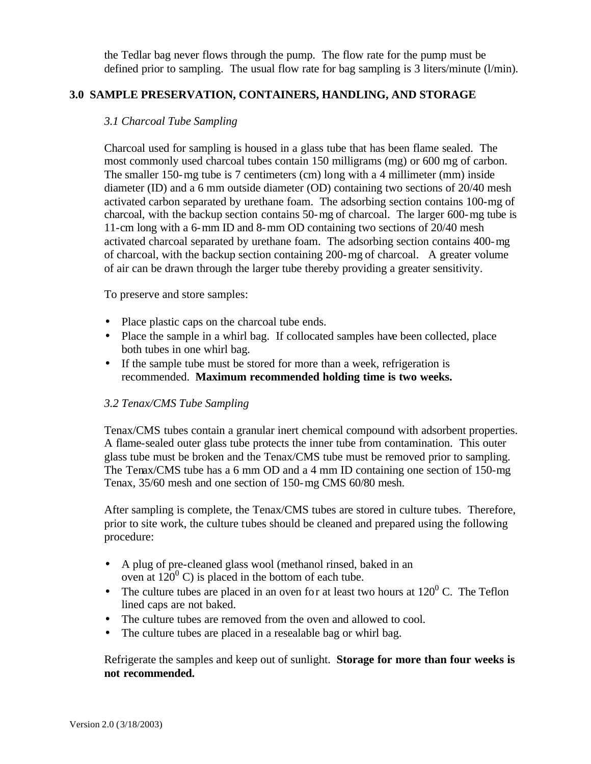the Tedlar bag never flows through the pump. The flow rate for the pump must be defined prior to sampling. The usual flow rate for bag sampling is 3 liters/minute (l/min).

## 3.0 SAMPLE PRESERVATION, CONTAINERS, HANDLING, AND STORAGE

### *3.1 Charcoal Tube Sampling*

Charcoal used for sampling is housed in a glass tube that has been flame sealed. The most commonly used charcoal tubes contain 150 milligrams (mg) or 600 mg of carbon. The smaller 150-mg tube is 7 centimeters (cm) long with a 4 millimeter (mm) inside diameter (ID) and a 6 mm outside diameter (OD) containing two sections of 20/40 mesh activated carbon separated by urethane foam. The adsorbing section contains 100-mg of charcoal, with the backup section contains 50-mg of charcoal. The larger 600-mg tube is 11-cm long with a 6-mm ID and 8-mm OD containing two sections of 20/40 mesh activated charcoal separated by urethane foam. The adsorbing section contains 400-mg of charcoal, with the backup section containing 200-mg of charcoal. A greater volume of air can be drawn through the larger tube thereby providing a greater sensitivity.

To preserve and store samples:

- Place plastic caps on the charcoal tube ends.
- Place the sample in a whirl bag. If collocated samples have been collected, place both tubes in one whirl bag.
- If the sample tube must be stored for more than a week, refrigeration is recommended. **Maximum recommended holding time is two weeks.**

### *3.2 Tenax/CMS Tube Sampling*

Tenax/CMS tubes contain a granular inert chemical compound with adsorbent properties. A flame-sealed outer glass tube protects the inner tube from contamination. This outer glass tube must be broken and the Tenax/CMS tube must be removed prior to sampling. The Tenax/CMS tube has a 6 mm OD and a 4 mm ID containing one section of 150-mg Tenax, 35/60 mesh and one section of 150-mg CMS 60/80 mesh.

After sampling is complete, the Tenax/CMS tubes are stored in culture tubes. Therefore, prior to site work, the culture tubes should be cleaned and prepared using the following procedure:

- A plug of pre-cleaned glass wool (methanol rinsed, baked in an oven at $120^0$ C) is placed in the bottom of each tube.
- The culture tubes are placed in an oven for at least two hours at $120^0$ C. The Teflon lined caps are not baked.
- The culture tubes are removed from the oven and allowed to cool.
- The culture tubes are placed in a resealable bag or whirl bag.

Refrigerate the samples and keep out of sunlight. **Storage for more than four weeks is not recommended.**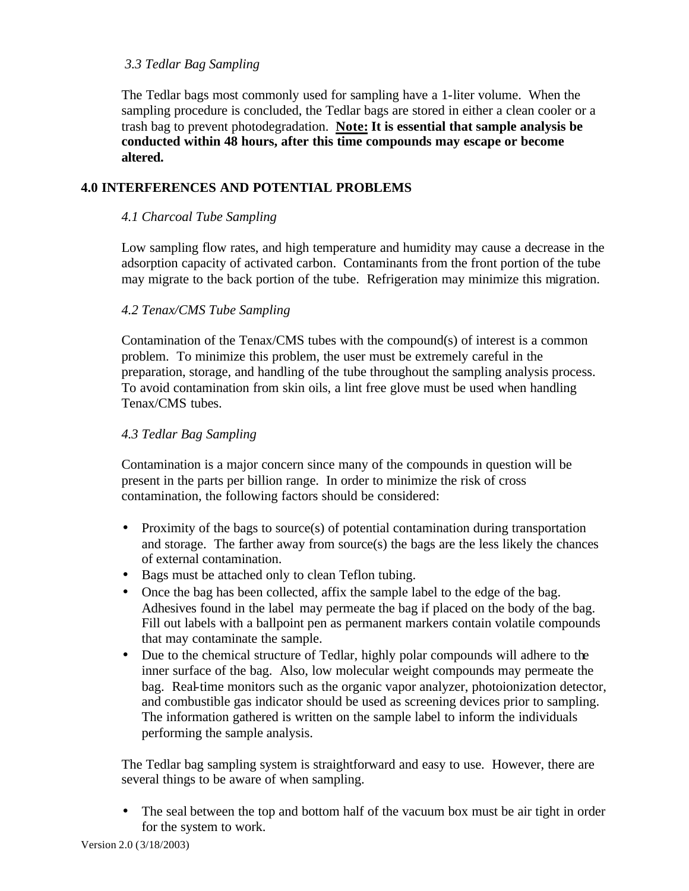### *3.3 Tedlar Bag Sampling*

The Tedlar bags most commonly used for sampling have a 1-liter volume. When the sampling procedure is concluded, the Tedlar bags are stored in either a clean cooler or a trash bag to prevent photodegradation. **<u>Note:</u> It is essential that sample analysis be conducted within 48 hours, after this time compounds may escape or become altered.**

## 4.0 INTERFERENCES AND POTENTIAL PROBLEMS

### *4.1 Charcoal Tube Sampling*

Low sampling flow rates, and high temperature and humidity may cause a decrease in the adsorption capacity of activated carbon. Contaminants from the front portion of the tube may migrate to the back portion of the tube. Refrigeration may minimize this migration.

### *4.2 Tenax/CMS Tube Sampling*

Contamination of the Tenax/CMS tubes with the compound(s) of interest is a common problem. To minimize this problem, the user must be extremely careful in the preparation, storage, and handling of the tube throughout the sampling analysis process. To avoid contamination from skin oils, a lint free glove must be used when handling Tenax/CMS tubes.

### *4.3 Tedlar Bag Sampling*

Contamination is a major concern since many of the compounds in question will be present in the parts per billion range. In order to minimize the risk of cross contamination, the following factors should be considered:

- Proximity of the bags to source(s) of potential contamination during transportation and storage. The farther away from source(s) the bags are the less likely the chances of external contamination.
- Bags must be attached only to clean Teflon tubing.
- Once the bag has been collected, affix the sample label to the edge of the bag. Adhesives found in the label may permeate the bag if placed on the body of the bag. Fill out labels with a ballpoint pen as permanent markers contain volatile compounds that may contaminate the sample.
- Due to the chemical structure of Tedlar, highly polar compounds will adhere to the inner surface of the bag. Also, low molecular weight compounds may permeate the bag. Real-time monitors such as the organic vapor analyzer, photoionization detector, and combustible gas indicator should be used as screening devices prior to sampling. The information gathered is written on the sample label to inform the individuals performing the sample analysis.

The Tedlar bag sampling system is straightforward and easy to use. However, there are several things to be aware of when sampling.

- The seal between the top and bottom half of the vacuum box must be air tight in order for the system to work.

Version 2.0 (3/18/2003)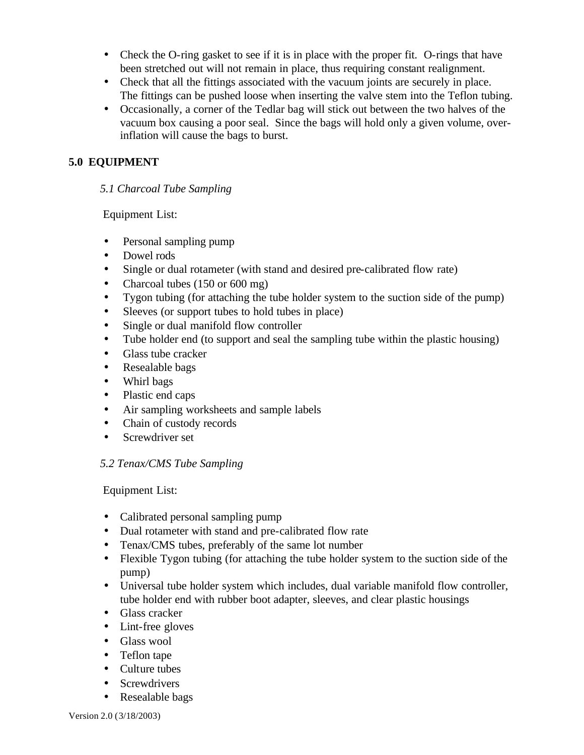- Check the O-ring gasket to see if it is in place with the proper fit. O-rings that have been stretched out will not remain in place, thus requiring constant realignment.
- Check that all the fittings associated with the vacuum joints are securely in place. The fittings can be pushed loose when inserting the valve stem into the Teflon tubing.
- Occasionally, a corner of the Tedlar bag will stick out between the two halves of the vacuum box causing a poor seal. Since the bags will hold only a given volume, over-inflation will cause the bags to burst.

## 5.0 EQUIPMENT

### *5.1 Charcoal Tube Sampling*

Equipment List:

- Personal sampling pump
- Dowel rods
- Single or dual rotameter (with stand and desired pre-calibrated flow rate)
- Charcoal tubes (150 or 600 mg)
- Tygon tubing (for attaching the tube holder system to the suction side of the pump)
- Sleeves (or support tubes to hold tubes in place)
- Single or dual manifold flow controller
- Tube holder end (to support and seal the sampling tube within the plastic housing)
- Glass tube cracker
- Resealable bags
- Whirl bags
- Plastic end caps
- Air sampling worksheets and sample labels
- Chain of custody records
- Screwdriver set

### *5.2 Tenax/CMS Tube Sampling*

Equipment List:

- Calibrated personal sampling pump
- Dual rotameter with stand and pre-calibrated flow rate
- Tenax/CMS tubes, preferably of the same lot number
- Flexible Tygon tubing (for attaching the tube holder system to the suction side of the pump)
- Universal tube holder system which includes, dual variable manifold flow controller, tube holder end with rubber boot adapter, sleeves, and clear plastic housings
- Glass cracker
- Lint-free gloves
- Glass wool
- Teflon tape
- Culture tubes
- Screwdrivers
- Resealable bags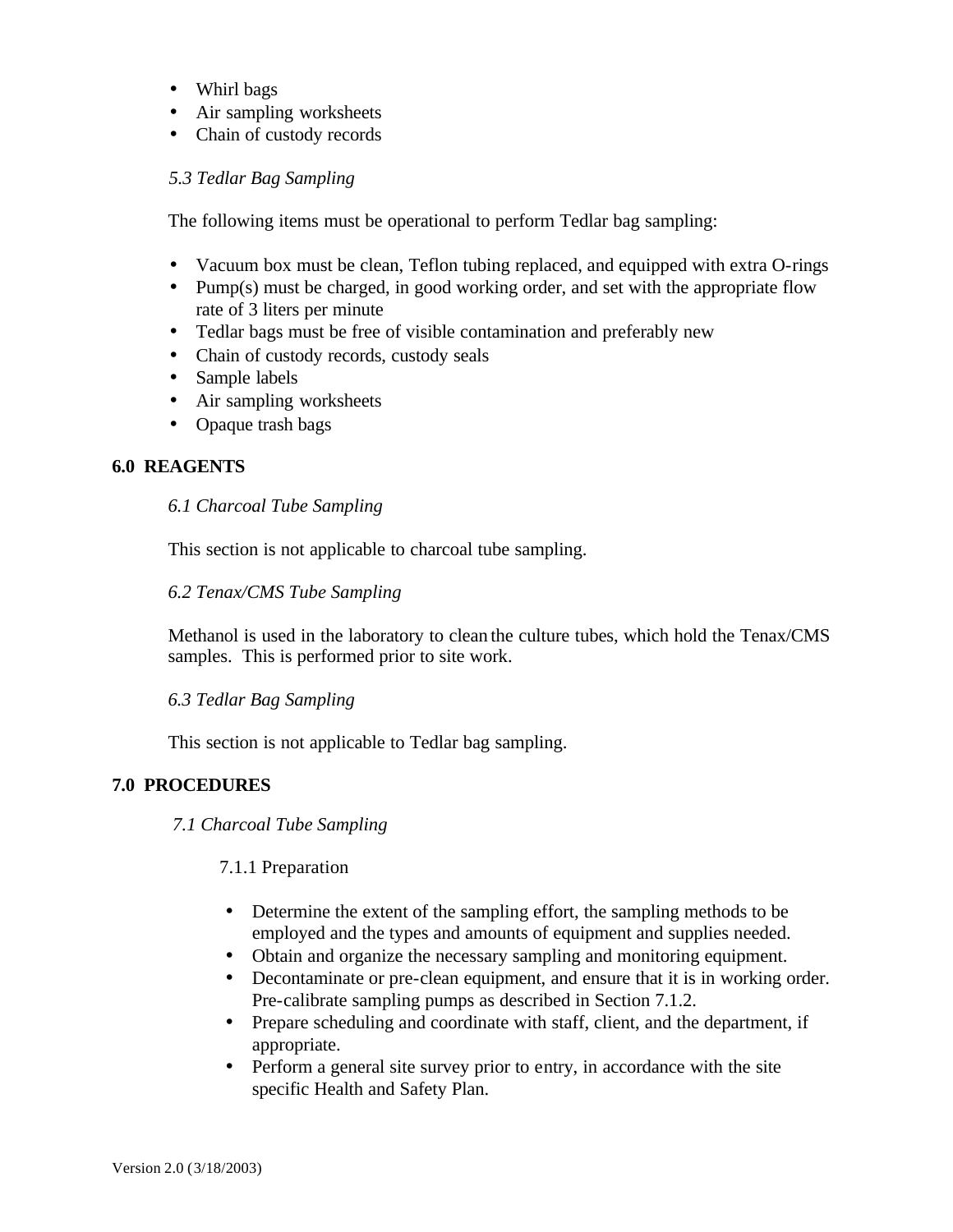- Whirl bags
- Air sampling worksheets
- Chain of custody records

*5.3 Tedlar Bag Sampling*

The following items must be operational to perform Tedlar bag sampling:

- Vacuum box must be clean, Teflon tubing replaced, and equipped with extra O-rings
- Pump(s) must be charged, in good working order, and set with the appropriate flow rate of 3 liters per minute
- Tedlar bags must be free of visible contamination and preferably new
- Chain of custody records, custody seals
- Sample labels
- Air sampling worksheets
- Opaque trash bags

## 6.0 REAGENTS

*6.1 Charcoal Tube Sampling*

This section is not applicable to charcoal tube sampling.

*6.2 Tenax/CMS Tube Sampling*

Methanol is used in the laboratory to clean the culture tubes, which hold the Tenax/CMS samples. This is performed prior to site work.

*6.3 Tedlar Bag Sampling*

This section is not applicable to Tedlar bag sampling.

## 7.0 PROCEDURES

*7.1 Charcoal Tube Sampling*

7.1.1 Preparation

- Determine the extent of the sampling effort, the sampling methods to be employed and the types and amounts of equipment and supplies needed.
- Obtain and organize the necessary sampling and monitoring equipment.
- Decontaminate or pre-clean equipment, and ensure that it is in working order. Pre-calibrate sampling pumps as described in Section 7.1.2.
- Prepare scheduling and coordinate with staff, client, and the department, if appropriate.
- Perform a general site survey prior to entry, in accordance with the site specific Health and Safety Plan.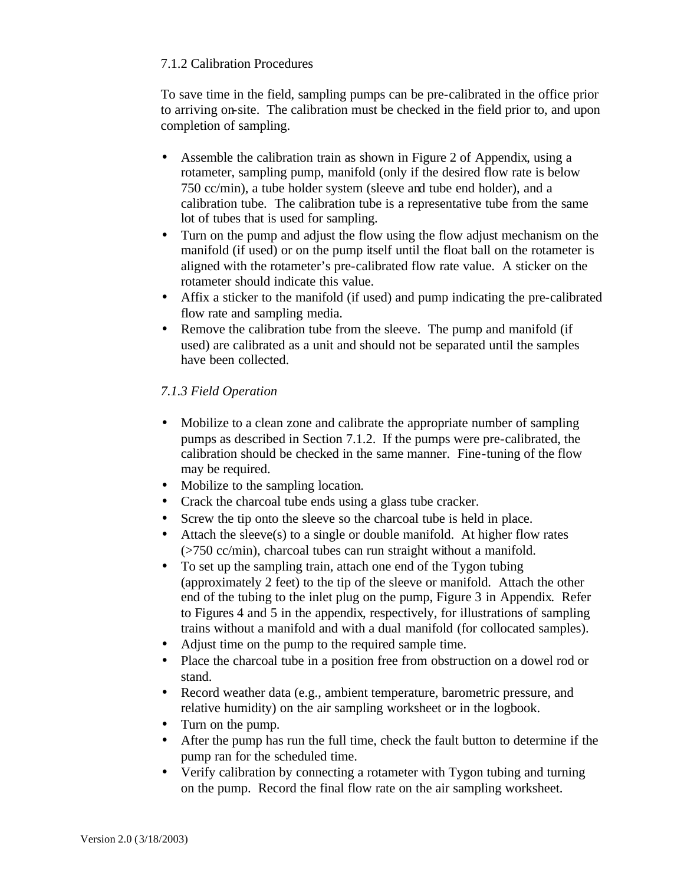### 7.1.2 Calibration Procedures

To save time in the field, sampling pumps can be pre-calibrated in the office prior to arriving on-site. The calibration must be checked in the field prior to, and upon completion of sampling.

- Assemble the calibration train as shown in Figure 2 of Appendix, using a rotameter, sampling pump, manifold (only if the desired flow rate is below 750 cc/min), a tube holder system (sleeve and tube end holder), and a calibration tube. The calibration tube is a representative tube from the same lot of tubes that is used for sampling.
- Turn on the pump and adjust the flow using the flow adjust mechanism on the manifold (if used) or on the pump itself until the float ball on the rotameter is aligned with the rotameter's pre-calibrated flow rate value. A sticker on the rotameter should indicate this value.
- Affix a sticker to the manifold (if used) and pump indicating the pre-calibrated flow rate and sampling media.
- Remove the calibration tube from the sleeve. The pump and manifold (if used) are calibrated as a unit and should not be separated until the samples have been collected.

### *7.1.3 Field Operation*

- Mobilize to a clean zone and calibrate the appropriate number of sampling pumps as described in Section 7.1.2. If the pumps were pre-calibrated, the calibration should be checked in the same manner. Fine-tuning of the flow may be required.
- Mobilize to the sampling location.
- Crack the charcoal tube ends using a glass tube cracker.
- Screw the tip onto the sleeve so the charcoal tube is held in place.
- Attach the sleeve(s) to a single or double manifold. At higher flow rates (>750 cc/min), charcoal tubes can run straight without a manifold.
- To set up the sampling train, attach one end of the Tygon tubing (approximately 2 feet) to the tip of the sleeve or manifold. Attach the other end of the tubing to the inlet plug on the pump, Figure 3 in Appendix. Refer to Figures 4 and 5 in the appendix, respectively, for illustrations of sampling trains without a manifold and with a dual manifold (for collocated samples).
- Adjust time on the pump to the required sample time.
- Place the charcoal tube in a position free from obstruction on a dowel rod or stand.
- Record weather data (e.g., ambient temperature, barometric pressure, and relative humidity) on the air sampling worksheet or in the logbook.
- Turn on the pump.
- After the pump has run the full time, check the fault button to determine if the pump ran for the scheduled time.
- Verify calibration by connecting a rotameter with Tygon tubing and turning on the pump. Record the final flow rate on the air sampling worksheet.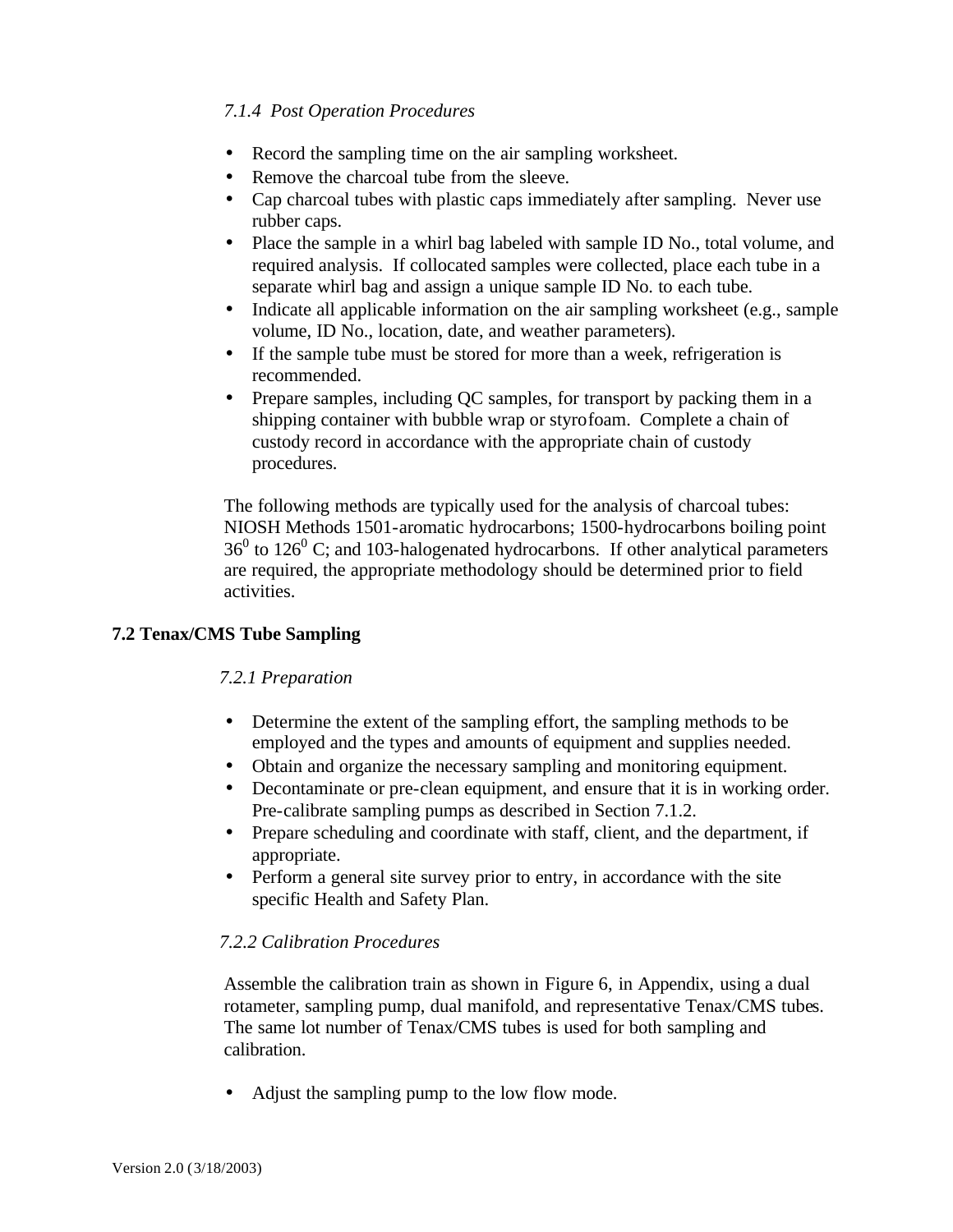*7.1.4 Post Operation Procedures*

- Record the sampling time on the air sampling worksheet.
- Remove the charcoal tube from the sleeve.
- Cap charcoal tubes with plastic caps immediately after sampling. Never use rubber caps.
- Place the sample in a whirl bag labeled with sample ID No., total volume, and required analysis. If collocated samples were collected, place each tube in a separate whirl bag and assign a unique sample ID No. to each tube.
- Indicate all applicable information on the air sampling worksheet (e.g., sample volume, ID No., location, date, and weather parameters).
- If the sample tube must be stored for more than a week, refrigeration is recommended.
- Prepare samples, including QC samples, for transport by packing them in a shipping container with bubble wrap or styrofoam. Complete a chain of custody record in accordance with the appropriate chain of custody procedures.

The following methods are typically used for the analysis of charcoal tubes: NIOSH Methods 1501-aromatic hydrocarbons; 1500-hydrocarbons boiling point $36^0$ to $126^0$ C; and 103-halogenated hydrocarbons. If other analytical parameters are required, the appropriate methodology should be determined prior to field activities.

## 7.2 Tenax/CMS Tube Sampling

*7.2.1 Preparation*

- Determine the extent of the sampling effort, the sampling methods to be employed and the types and amounts of equipment and supplies needed.
- Obtain and organize the necessary sampling and monitoring equipment.
- Decontaminate or pre-clean equipment, and ensure that it is in working order. Pre-calibrate sampling pumps as described in Section 7.1.2.
- Prepare scheduling and coordinate with staff, client, and the department, if appropriate.
- Perform a general site survey prior to entry, in accordance with the site specific Health and Safety Plan.

*7.2.2 Calibration Procedures*

Assemble the calibration train as shown in Figure 6, in Appendix, using a dual rotameter, sampling pump, dual manifold, and representative Tenax/CMS tubes. The same lot number of Tenax/CMS tubes is used for both sampling and calibration.

- Adjust the sampling pump to the low flow mode.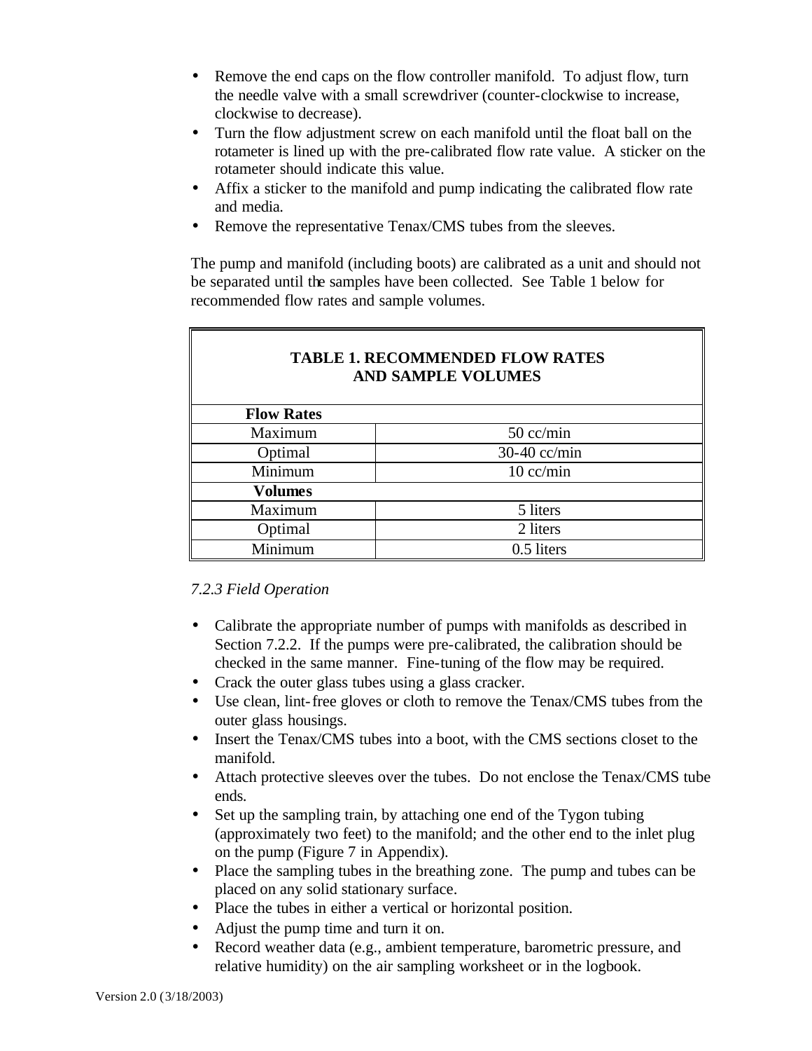- Remove the end caps on the flow controller manifold. To adjust flow, turn the needle valve with a small screwdriver (counter-clockwise to increase, clockwise to decrease).
- Turn the flow adjustment screw on each manifold until the float ball on the rotameter is lined up with the pre-calibrated flow rate value. A sticker on the rotameter should indicate this value.
- Affix a sticker to the manifold and pump indicating the calibrated flow rate and media.
- Remove the representative Tenax/CMS tubes from the sleeves.

The pump and manifold (including boots) are calibrated as a unit and should not be separated until the samples have been collected. See Table 1 below for recommended flow rates and sample volumes.

| TABLE 1. RECOMMENDED FLOW RATES AND SAMPLE VOLUMES | |
|---|---|
| **Flow Rates** | |
| Maximum | 50 cc/min |
| Optimal | 30-40 cc/min |
| Minimum | 10 cc/min |
| **Volumes** | |
| Maximum | 5 liters |
| Optimal | 2 liters |
| Minimum | 0.5 liters |

*7.2.3 Field Operation*

- Calibrate the appropriate number of pumps with manifolds as described in Section 7.2.2. If the pumps were pre-calibrated, the calibration should be checked in the same manner. Fine-tuning of the flow may be required.
- Crack the outer glass tubes using a glass cracker.
- Use clean, lint-free gloves or cloth to remove the Tenax/CMS tubes from the outer glass housings.
- Insert the Tenax/CMS tubes into a boot, with the CMS sections closet to the manifold.
- Attach protective sleeves over the tubes. Do not enclose the Tenax/CMS tube ends.
- Set up the sampling train, by attaching one end of the Tygon tubing (approximately two feet) to the manifold; and the other end to the inlet plug on the pump (Figure 7 in Appendix).
- Place the sampling tubes in the breathing zone. The pump and tubes can be placed on any solid stationary surface.
- Place the tubes in either a vertical or horizontal position.
- Adjust the pump time and turn it on.
- Record weather data (e.g., ambient temperature, barometric pressure, and relative humidity) on the air sampling worksheet or in the logbook.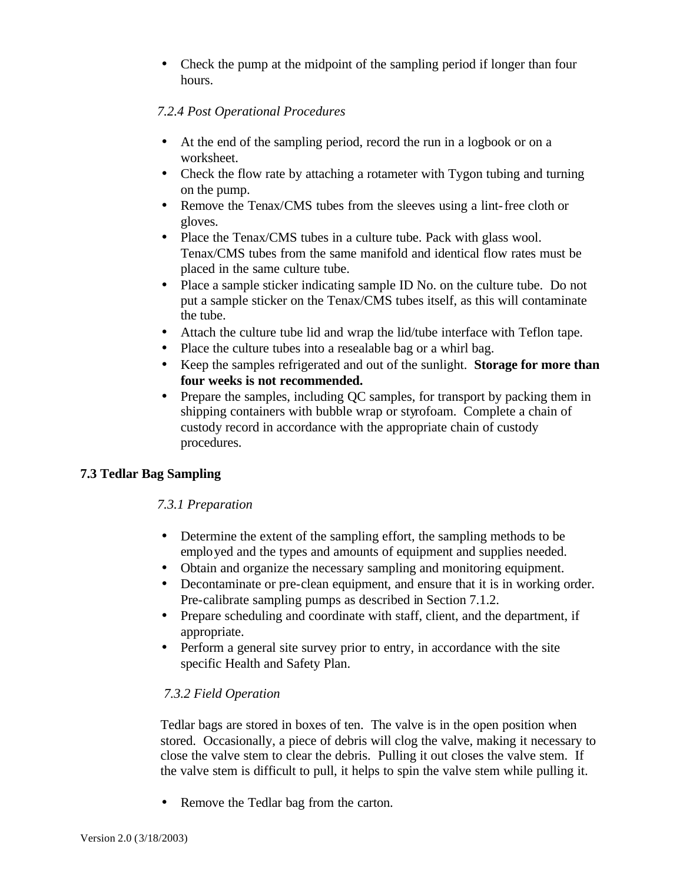- Check the pump at the midpoint of the sampling period if longer than four hours.

### *7.2.4 Post Operational Procedures*

- At the end of the sampling period, record the run in a logbook or on a worksheet.
- Check the flow rate by attaching a rotameter with Tygon tubing and turning on the pump.
- Remove the Tenax/CMS tubes from the sleeves using a lint-free cloth or gloves.
- Place the Tenax/CMS tubes in a culture tube. Pack with glass wool. Tenax/CMS tubes from the same manifold and identical flow rates must be placed in the same culture tube.
- Place a sample sticker indicating sample ID No. on the culture tube. Do not put a sample sticker on the Tenax/CMS tubes itself, as this will contaminate the tube.
- Attach the culture tube lid and wrap the lid/tube interface with Teflon tape.
- Place the culture tubes into a resealable bag or a whirl bag.
- Keep the samples refrigerated and out of the sunlight. **Storage for more than four weeks is not recommended.**
- Prepare the samples, including QC samples, for transport by packing them in shipping containers with bubble wrap or styrofoam. Complete a chain of custody record in accordance with the appropriate chain of custody procedures.

## 7.3 Tedlar Bag Sampling

### *7.3.1 Preparation*

- Determine the extent of the sampling effort, the sampling methods to be employed and the types and amounts of equipment and supplies needed.
- Obtain and organize the necessary sampling and monitoring equipment.
- Decontaminate or pre-clean equipment, and ensure that it is in working order. Pre-calibrate sampling pumps as described in Section 7.1.2.
- Prepare scheduling and coordinate with staff, client, and the department, if appropriate.
- Perform a general site survey prior to entry, in accordance with the site specific Health and Safety Plan.

### *7.3.2 Field Operation*

Tedlar bags are stored in boxes of ten. The valve is in the open position when stored. Occasionally, a piece of debris will clog the valve, making it necessary to close the valve stem to clear the debris. Pulling it out closes the valve stem. If the valve stem is difficult to pull, it helps to spin the valve stem while pulling it.

- Remove the Tedlar bag from the carton.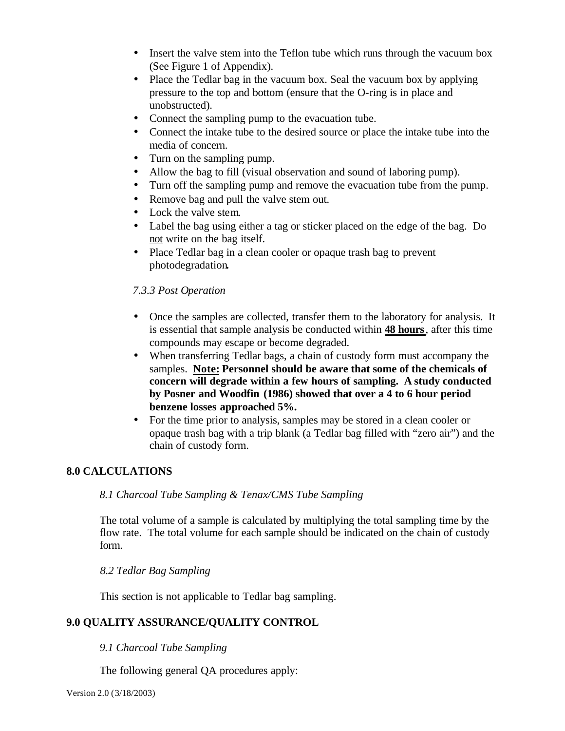- Insert the valve stem into the Teflon tube which runs through the vacuum box (See Figure 1 of Appendix).
- Place the Tedlar bag in the vacuum box. Seal the vacuum box by applying pressure to the top and bottom (ensure that the O-ring is in place and unobstructed).
- Connect the sampling pump to the evacuation tube.
- Connect the intake tube to the desired source or place the intake tube into the media of concern.
- Turn on the sampling pump.
- Allow the bag to fill (visual observation and sound of laboring pump).
- Turn off the sampling pump and remove the evacuation tube from the pump.
- Remove bag and pull the valve stem out.
- Lock the valve stem.
- Label the bag using either a tag or sticker placed on the edge of the bag. Do <u>not</u> write on the bag itself.
- Place Tedlar bag in a clean cooler or opaque trash bag to prevent photodegradation**.**

*7.3.3 Post Operation*

- Once the samples are collected, transfer them to the laboratory for analysis. It is essential that sample analysis be conducted within **<u>48 hours</u>**, after this time compounds may escape or become degraded.
- When transferring Tedlar bags, a chain of custody form must accompany the samples. **<u>Note:</u> Personnel should be aware that some of the chemicals of concern will degrade within a few hours of sampling. A study conducted by Posner and Woodfin (1986) showed that over a 4 to 6 hour period benzene losses approached 5%.**
- For the time prior to analysis, samples may be stored in a clean cooler or opaque trash bag with a trip blank (a Tedlar bag filled with "zero air") and the chain of custody form.

## 8.0 CALCULATIONS

*8.1 Charcoal Tube Sampling & Tenax/CMS Tube Sampling*

The total volume of a sample is calculated by multiplying the total sampling time by the flow rate. The total volume for each sample should be indicated on the chain of custody form.

*8.2 Tedlar Bag Sampling*

This section is not applicable to Tedlar bag sampling.

## 9.0 QUALITY ASSURANCE/QUALITY CONTROL

*9.1 Charcoal Tube Sampling*

The following general QA procedures apply: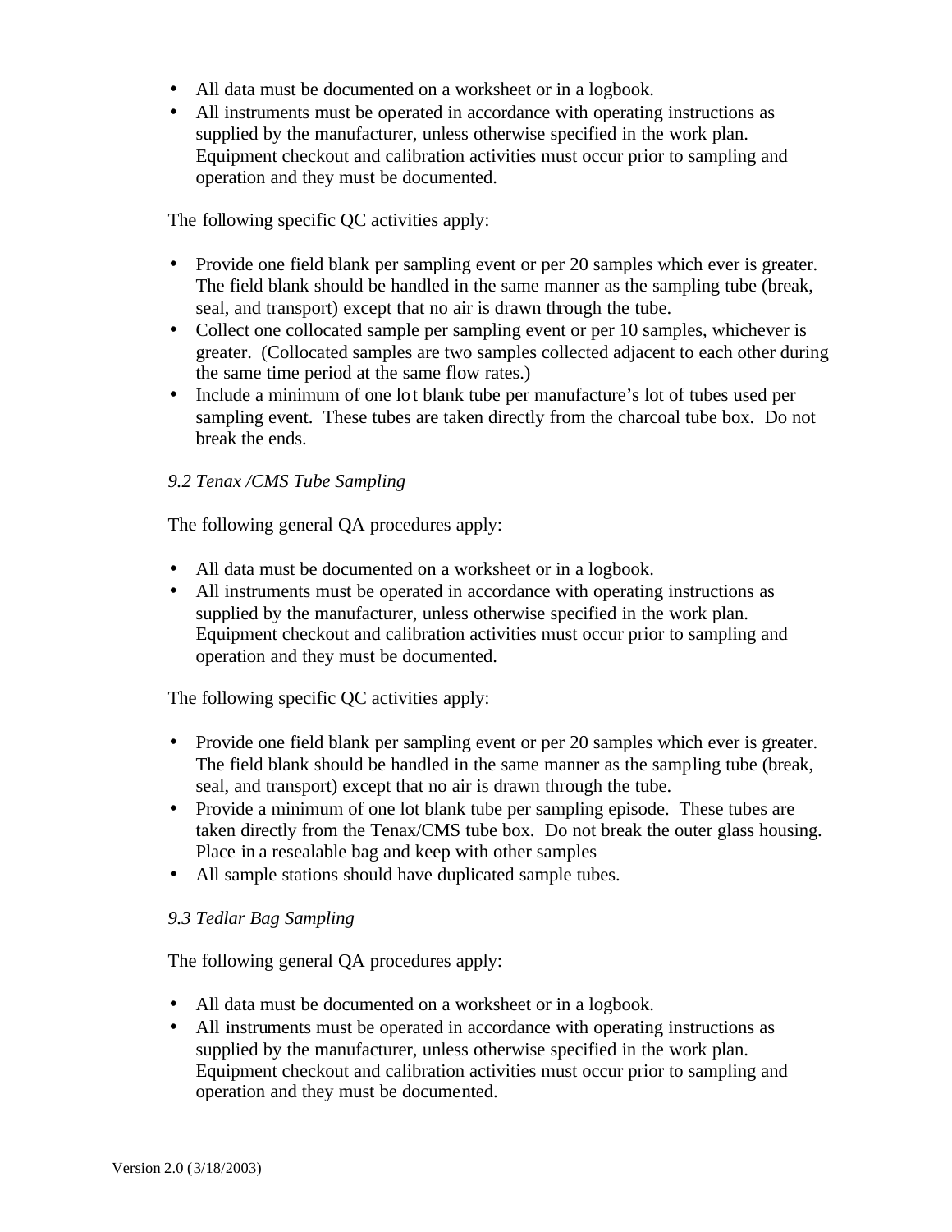- All data must be documented on a worksheet or in a logbook.
- All instruments must be operated in accordance with operating instructions as supplied by the manufacturer, unless otherwise specified in the work plan. Equipment checkout and calibration activities must occur prior to sampling and operation and they must be documented.

The following specific QC activities apply:

- Provide one field blank per sampling event or per 20 samples which ever is greater. The field blank should be handled in the same manner as the sampling tube (break, seal, and transport) except that no air is drawn through the tube.
- Collect one collocated sample per sampling event or per 10 samples, whichever is greater. (Collocated samples are two samples collected adjacent to each other during the same time period at the same flow rates.)
- Include a minimum of one lot blank tube per manufacture's lot of tubes used per sampling event. These tubes are taken directly from the charcoal tube box. Do not break the ends.

*9.2 Tenax /CMS Tube Sampling*

The following general QA procedures apply:

- All data must be documented on a worksheet or in a logbook.
- All instruments must be operated in accordance with operating instructions as supplied by the manufacturer, unless otherwise specified in the work plan. Equipment checkout and calibration activities must occur prior to sampling and operation and they must be documented.

The following specific QC activities apply:

- Provide one field blank per sampling event or per 20 samples which ever is greater. The field blank should be handled in the same manner as the sampling tube (break, seal, and transport) except that no air is drawn through the tube.
- Provide a minimum of one lot blank tube per sampling episode. These tubes are taken directly from the Tenax/CMS tube box. Do not break the outer glass housing. Place in a resealable bag and keep with other samples
- All sample stations should have duplicated sample tubes.

*9.3 Tedlar Bag Sampling*

The following general QA procedures apply:

- All data must be documented on a worksheet or in a logbook.
- All instruments must be operated in accordance with operating instructions as supplied by the manufacturer, unless otherwise specified in the work plan. Equipment checkout and calibration activities must occur prior to sampling and operation and they must be documented.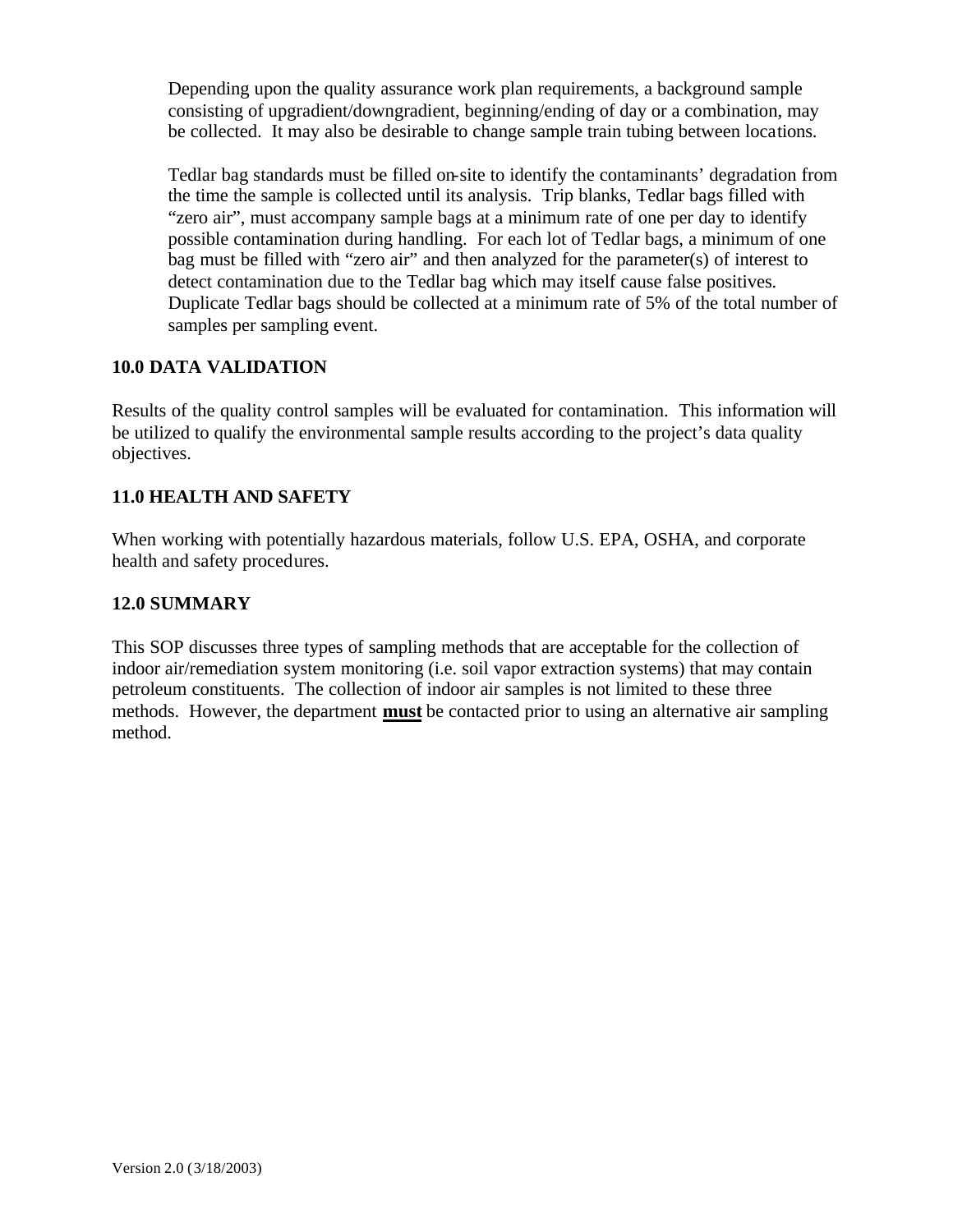Depending upon the quality assurance work plan requirements, a background sample consisting of upgradient/downgradient, beginning/ending of day or a combination, may be collected. It may also be desirable to change sample train tubing between locations.

Tedlar bag standards must be filled on-site to identify the contaminants' degradation from the time the sample is collected until its analysis. Trip blanks, Tedlar bags filled with "zero air", must accompany sample bags at a minimum rate of one per day to identify possible contamination during handling. For each lot of Tedlar bags, a minimum of one bag must be filled with "zero air" and then analyzed for the parameter(s) of interest to detect contamination due to the Tedlar bag which may itself cause false positives. Duplicate Tedlar bags should be collected at a minimum rate of 5% of the total number of samples per sampling event.

## 10.0 DATA VALIDATION

Results of the quality control samples will be evaluated for contamination. This information will be utilized to qualify the environmental sample results according to the project's data quality objectives.

## 11.0 HEALTH AND SAFETY

When working with potentially hazardous materials, follow U.S. EPA, OSHA, and corporate health and safety procedures.

## 12.0 SUMMARY

This SOP discusses three types of sampling methods that are acceptable for the collection of indoor air/remediation system monitoring (i.e. soil vapor extraction systems) that may contain petroleum constituents. The collection of indoor air samples is not limited to these three methods. However, the department <u>**must**</u> be contacted prior to using an alternative air sampling method.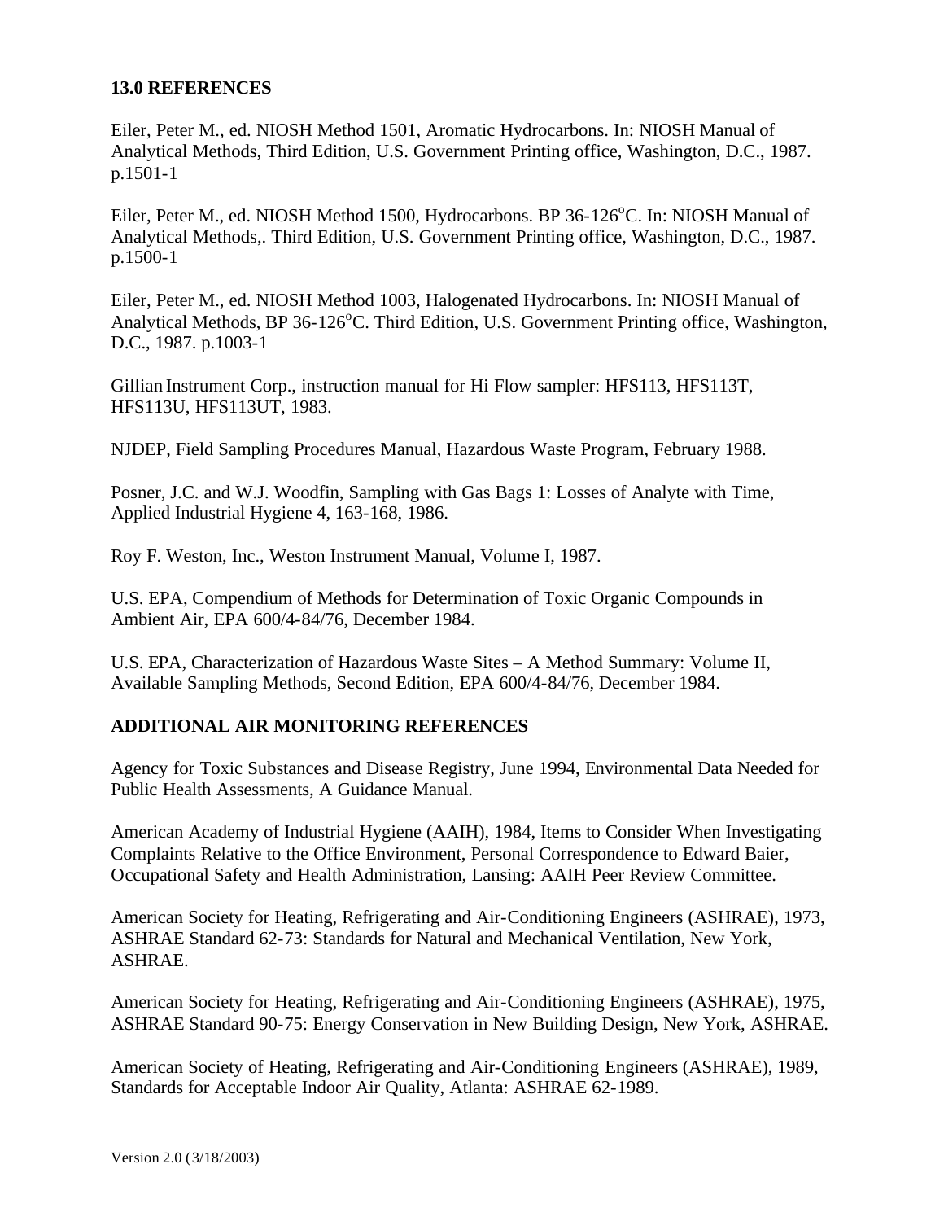## 13.0 REFERENCES

Eiler, Peter M., ed. NIOSH Method 1501, Aromatic Hydrocarbons. In: NIOSH Manual of Analytical Methods, Third Edition, U.S. Government Printing office, Washington, D.C., 1987. p.1501-1

Eiler, Peter M., ed. NIOSH Method 1500, Hydrocarbons. BP 36-126°C. In: NIOSH Manual of Analytical Methods,. Third Edition, U.S. Government Printing office, Washington, D.C., 1987. p.1500-1

Eiler, Peter M., ed. NIOSH Method 1003, Halogenated Hydrocarbons. In: NIOSH Manual of Analytical Methods, BP 36-126°C. Third Edition, U.S. Government Printing office, Washington, D.C., 1987. p.1003-1

Gillian Instrument Corp., instruction manual for Hi Flow sampler: HFS113, HFS113T, HFS113U, HFS113UT, 1983.

NJDEP, Field Sampling Procedures Manual, Hazardous Waste Program, February 1988.

Posner, J.C. and W.J. Woodfin, Sampling with Gas Bags 1: Losses of Analyte with Time, Applied Industrial Hygiene 4, 163-168, 1986.

Roy F. Weston, Inc., Weston Instrument Manual, Volume I, 1987.

U.S. EPA, Compendium of Methods for Determination of Toxic Organic Compounds in Ambient Air, EPA 600/4-84/76, December 1984.

U.S. EPA, Characterization of Hazardous Waste Sites – A Method Summary: Volume II, Available Sampling Methods, Second Edition, EPA 600/4-84/76, December 1984.

## ADDITIONAL AIR MONITORING REFERENCES

Agency for Toxic Substances and Disease Registry, June 1994, Environmental Data Needed for Public Health Assessments, A Guidance Manual.

American Academy of Industrial Hygiene (AAIH), 1984, Items to Consider When Investigating Complaints Relative to the Office Environment, Personal Correspondence to Edward Baier, Occupational Safety and Health Administration, Lansing: AAIH Peer Review Committee.

American Society for Heating, Refrigerating and Air-Conditioning Engineers (ASHRAE), 1973, ASHRAE Standard 62-73: Standards for Natural and Mechanical Ventilation, New York, ASHRAE.

American Society for Heating, Refrigerating and Air-Conditioning Engineers (ASHRAE), 1975, ASHRAE Standard 90-75: Energy Conservation in New Building Design, New York, ASHRAE.

American Society of Heating, Refrigerating and Air-Conditioning Engineers (ASHRAE), 1989, Standards for Acceptable Indoor Air Quality, Atlanta: ASHRAE 62-1989.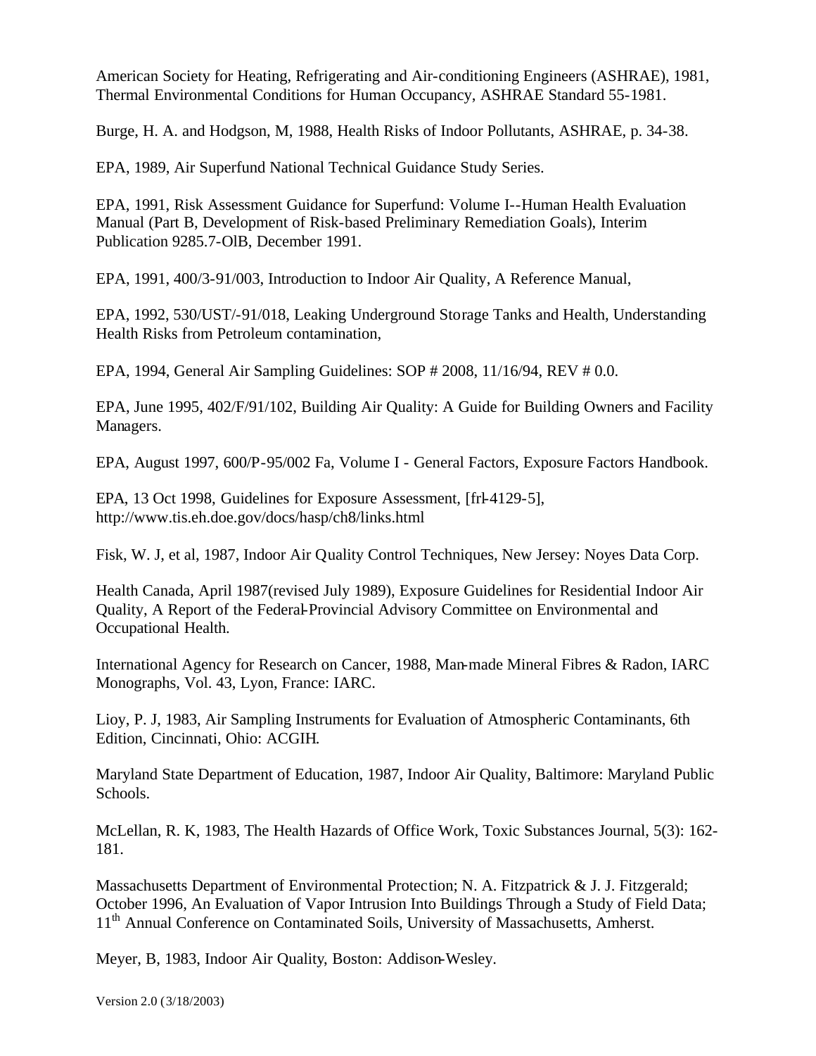American Society for Heating, Refrigerating and Air-conditioning Engineers (ASHRAE), 1981, Thermal Environmental Conditions for Human Occupancy, ASHRAE Standard 55-1981.

Burge, H. A. and Hodgson, M, 1988, Health Risks of Indoor Pollutants, ASHRAE, p. 34-38.

EPA, 1989, Air Superfund National Technical Guidance Study Series.

EPA, 1991, Risk Assessment Guidance for Superfund: Volume I--Human Health Evaluation Manual (Part B, Development of Risk-based Preliminary Remediation Goals), Interim Publication 9285.7-OlB, December 1991.

EPA, 1991, 400/3-91/003, Introduction to Indoor Air Quality, A Reference Manual,

EPA, 1992, 530/UST/-91/018, Leaking Underground Storage Tanks and Health, Understanding Health Risks from Petroleum contamination,

EPA, 1994, General Air Sampling Guidelines: SOP # 2008, 11/16/94, REV # 0.0.

EPA, June 1995, 402/F/91/102, Building Air Quality: A Guide for Building Owners and Facility Managers.

EPA, August 1997, 600/P-95/002 Fa, Volume I - General Factors, Exposure Factors Handbook.

EPA, 13 Oct 1998, Guidelines for Exposure Assessment, [frl-4129-5], http://www.tis.eh.doe.gov/docs/hasp/ch8/links.html

Fisk, W. J, et al, 1987, Indoor Air Quality Control Techniques, New Jersey: Noyes Data Corp.

Health Canada, April 1987(revised July 1989), Exposure Guidelines for Residential Indoor Air Quality, A Report of the Federal-Provincial Advisory Committee on Environmental and Occupational Health.

International Agency for Research on Cancer, 1988, Man-made Mineral Fibres & Radon, IARC Monographs, Vol. 43, Lyon, France: IARC.

Lioy, P. J, 1983, Air Sampling Instruments for Evaluation of Atmospheric Contaminants, 6th Edition, Cincinnati, Ohio: ACGIH.

Maryland State Department of Education, 1987, Indoor Air Quality, Baltimore: Maryland Public Schools.

McLellan, R. K, 1983, The Health Hazards of Office Work, Toxic Substances Journal, 5(3): 162-181.

Massachusetts Department of Environmental Protection; N. A. Fitzpatrick & J. J. Fitzgerald; October 1996, An Evaluation of Vapor Intrusion Into Buildings Through a Study of Field Data; 11th Annual Conference on Contaminated Soils, University of Massachusetts, Amherst.

Meyer, B, 1983, Indoor Air Quality, Boston: Addison-Wesley.

Version 2.0 (3/18/2003)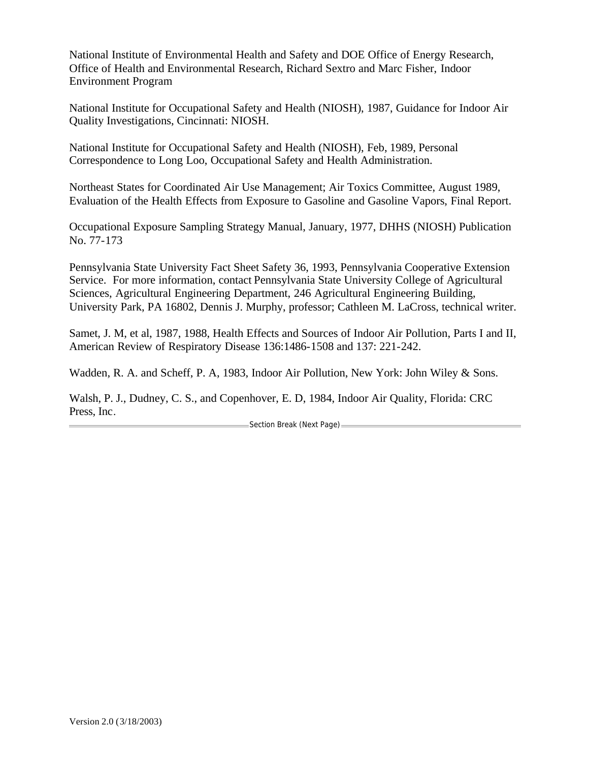National Institute of Environmental Health and Safety and DOE Office of Energy Research, Office of Health and Environmental Research, Richard Sextro and Marc Fisher, Indoor Environment Program

National Institute for Occupational Safety and Health (NIOSH), 1987, Guidance for Indoor Air Quality Investigations, Cincinnati: NIOSH.

National Institute for Occupational Safety and Health (NIOSH), Feb, 1989, Personal Correspondence to Long Loo, Occupational Safety and Health Administration.

Northeast States for Coordinated Air Use Management; Air Toxics Committee, August 1989, Evaluation of the Health Effects from Exposure to Gasoline and Gasoline Vapors, Final Report.

Occupational Exposure Sampling Strategy Manual, January, 1977, DHHS (NIOSH) Publication No. 77-173

Pennsylvania State University Fact Sheet Safety 36, 1993, Pennsylvania Cooperative Extension Service. For more information, contact Pennsylvania State University College of Agricultural Sciences, Agricultural Engineering Department, 246 Agricultural Engineering Building, University Park, PA 16802, Dennis J. Murphy, professor; Cathleen M. LaCross, technical writer.

Samet, J. M, et al, 1987, 1988, Health Effects and Sources of Indoor Air Pollution, Parts I and II, American Review of Respiratory Disease 136:1486-1508 and 137: 221-242.

Wadden, R. A. and Scheff, P. A, 1983, Indoor Air Pollution, New York: John Wiley & Sons.

Walsh, P. J., Dudney, C. S., and Copenhover, E. D, 1984, Indoor Air Quality, Florida: CRC Press, Inc.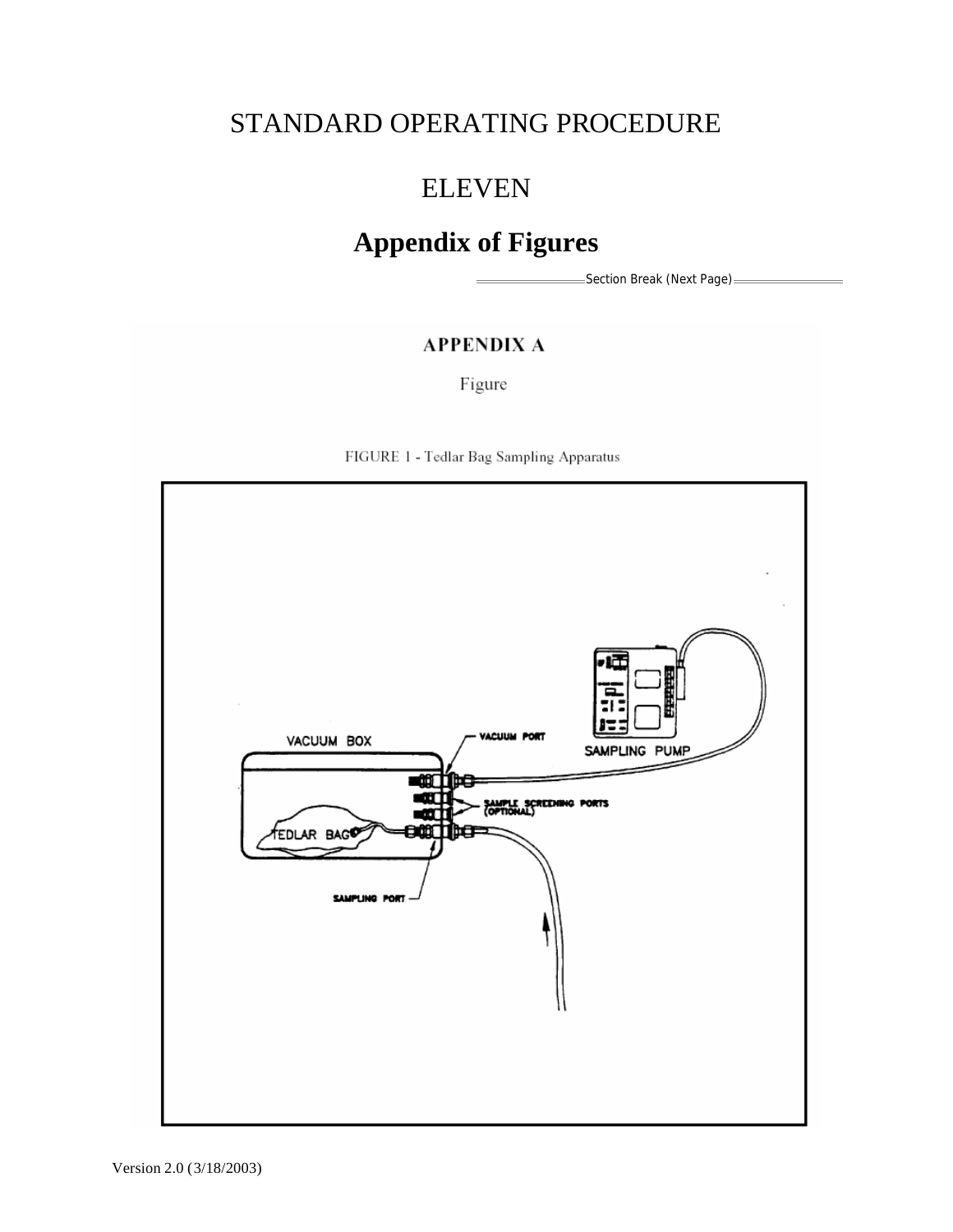# STANDARD OPERATING PROCEDURE

# ELEVEN

# Appendix of Figures

## APPENDIX A

Figure

FIGURE 1 - Tedlar Bag Sampling Apparatus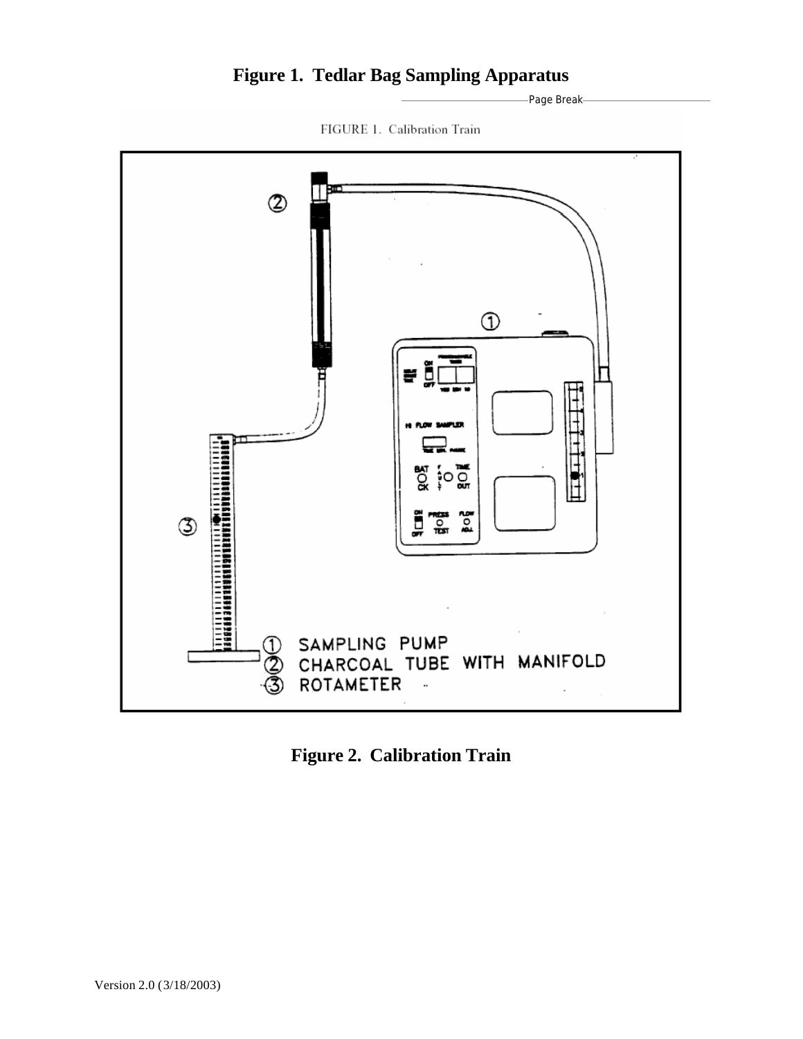**Figure 1. Tedlar Bag Sampling Apparatus**

**Figure 2. Calibration Train**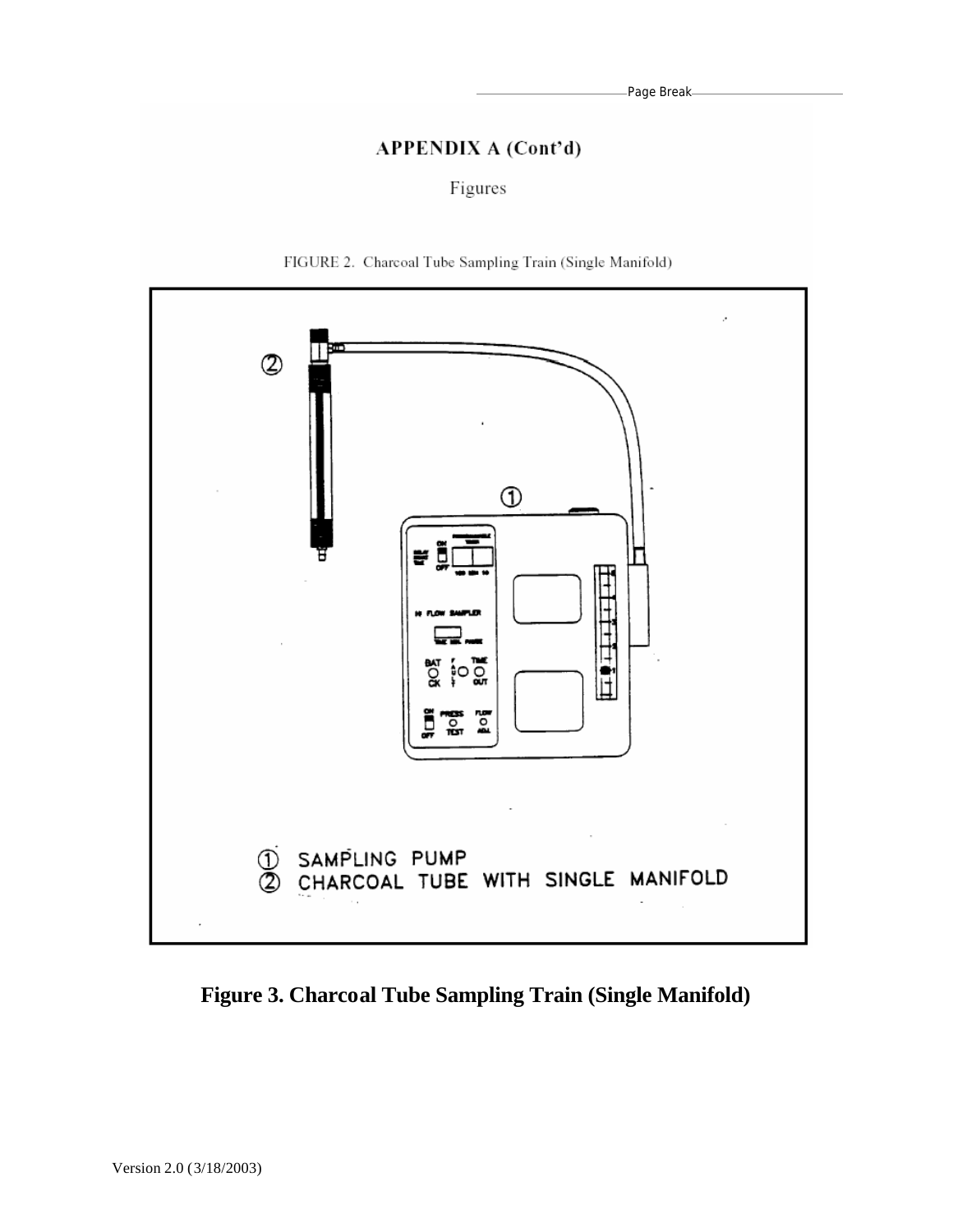## APPENDIX A (Cont'd)

Figures

FIGURE 2. Charcoal Tube Sampling Train (Single Manifold)

① SAMPLING PUMP
② CHARCOAL TUBE WITH SINGLE MANIFOLD

**Figure 3. Charcoal Tube Sampling Train (Single Manifold)**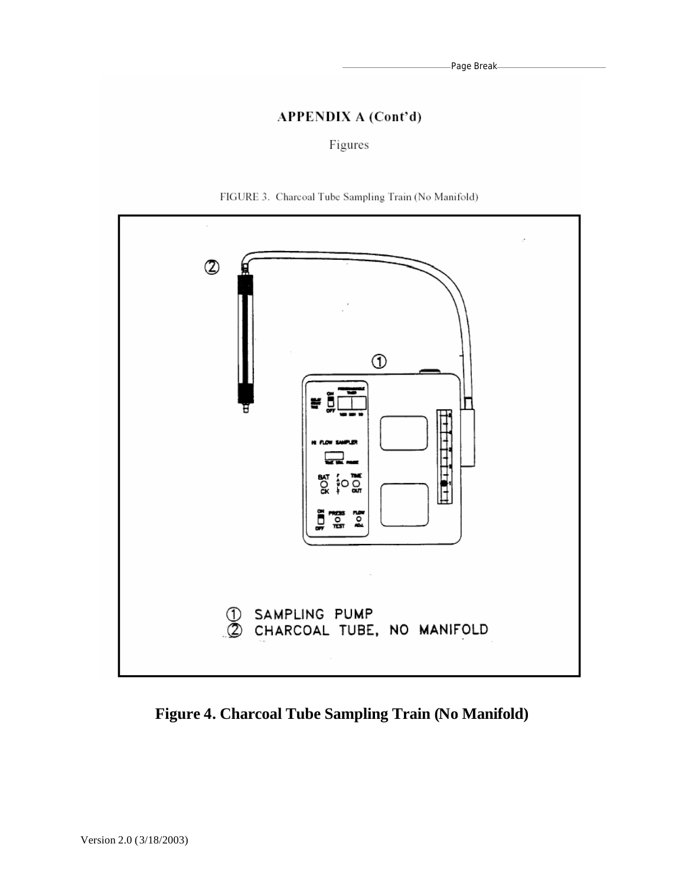## APPENDIX A (Cont'd)

Figures

FIGURE 3. Charcoal Tube Sampling Train (No Manifold)

① SAMPLING PUMP
② CHARCOAL TUBE, NO MANIFOLD

**Figure 4. Charcoal Tube Sampling Train (No Manifold)**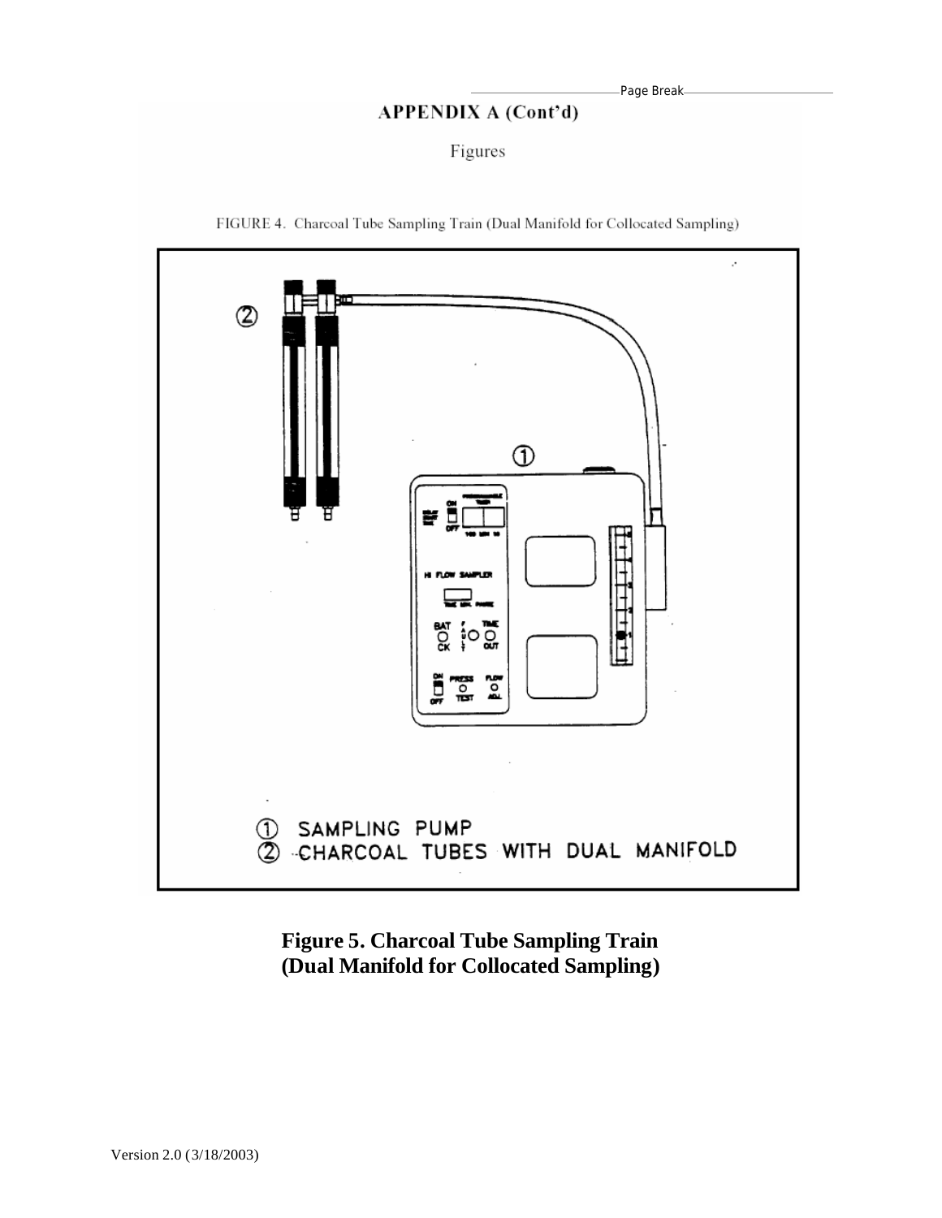APPENDIX A (Cont'd)

Figures

FIGURE 4. Charcoal Tube Sampling Train (Dual Manifold for Collocated Sampling)

① SAMPLING PUMP
② CHARCOAL TUBES WITH DUAL MANIFOLD

**Figure 5. Charcoal Tube Sampling Train (Dual Manifold for Collocated Sampling)**

Version 2.0 (3/18/2003)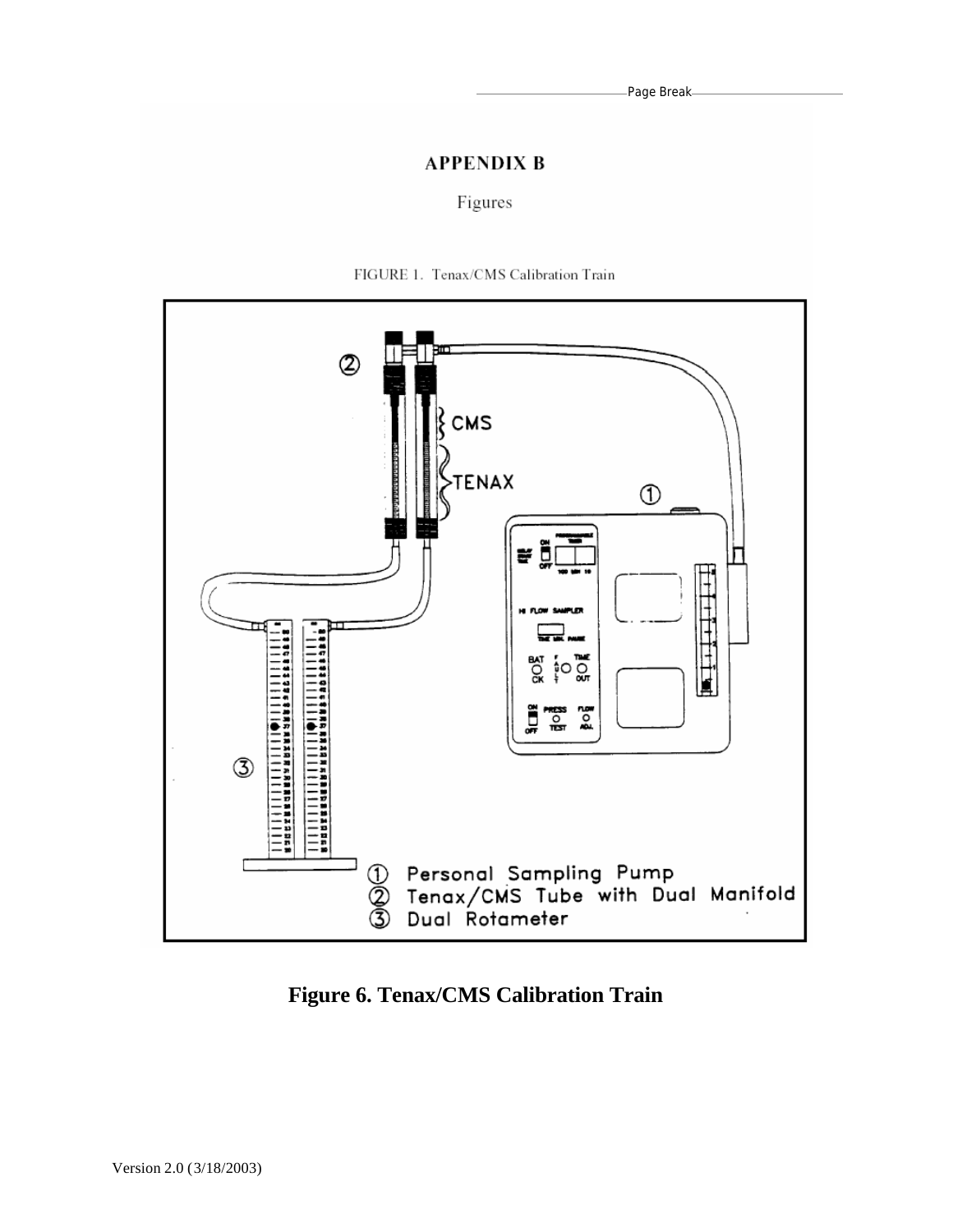# APPENDIX B

Figures

FIGURE 1. Tenax/CMS Calibration Train

① Personal Sampling Pump
② Tenax/CMS Tube with Dual Manifold
③ Dual Rotameter

**Figure 6. Tenax/CMS Calibration Train**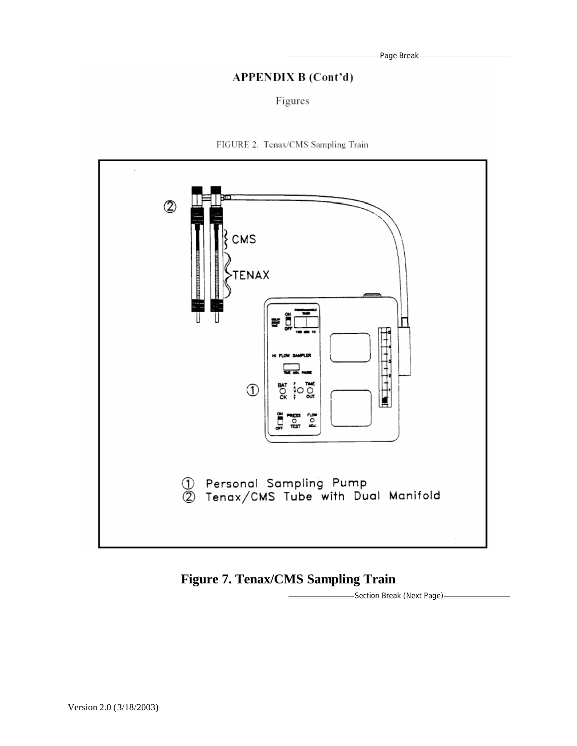## APPENDIX B (Cont'd)

Figures

FIGURE 2. Tenax/CMS Sampling Train

② CMS TENAX

①

① Personal Sampling Pump
② Tenax/CMS Tube with Dual Manifold

**Figure 7. Tenax/CMS Sampling Train**

Version 2.0 (3/18/2003)